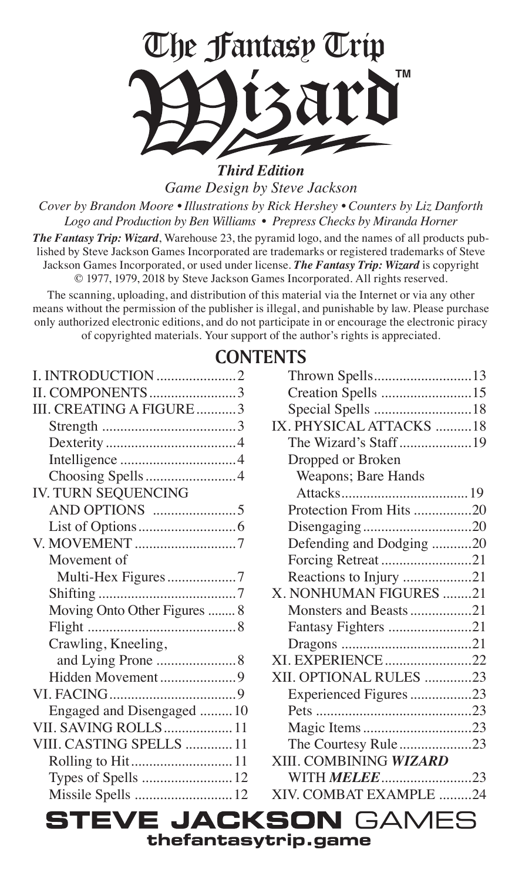# The Fantasy Trip

# Wizard™

***Third Edition***

*Game Design by Steve Jackson*

*Cover by Brandon Moore • Illustrations by Rick Hershey • Counters by Liz Danforth*
*Logo and Production by Ben Williams • Prepress Checks by Miranda Horner*

***The Fantasy Trip: Wizard***, Warehouse 23, the pyramid logo, and the names of all products published by Steve Jackson Games Incorporated are trademarks or registered trademarks of Steve Jackson Games Incorporated, or used under license. ***The Fantasy Trip: Wizard*** is copyright © 1977, 1979, 2018 by Steve Jackson Games Incorporated. All rights reserved.

The scanning, uploading, and distribution of this material via the Internet or via any other means without the permission of the publisher is illegal, and punishable by law. Please purchase only authorized electronic editions, and do not participate in or encourage the electronic piracy of copyrighted materials. Your support of the author's rights is appreciated.

## CONTENTS

- I. INTRODUCTION ..... 2
- II. COMPONENTS ..... 3
- III. CREATING A FIGURE ..... 3
  - Strength ..... 3
  - Dexterity ..... 4
  - Intelligence ..... 4
  - Choosing Spells ..... 4
- IV. TURN SEQUENCING AND OPTIONS ..... 5
  - List of Options ..... 6
- V. MOVEMENT ..... 7
  - Movement of Multi-Hex Figures ..... 7
  - Shifting ..... 7
  - Moving Onto Other Figures ..... 8
  - Flight ..... 8
  - Crawling, Kneeling, and Lying Prone ..... 8
  - Hidden Movement ..... 9
- VI. FACING ..... 9
  - Engaged and Disengaged ..... 10
- VII. SAVING ROLLS ..... 11
- VIII. CASTING SPELLS ..... 11
  - Rolling to Hit ..... 11
  - Types of Spells ..... 12
  - Missile Spells ..... 12
  - Thrown Spells ..... 13
  - Creation Spells ..... 15
  - Special Spells ..... 18
- IX. PHYSICAL ATTACKS ..... 18
  - The Wizard's Staff ..... 19
  - Dropped or Broken Weapons; Bare Hands Attacks ..... 19
  - Protection From Hits ..... 20
  - Disengaging ..... 20
  - Defending and Dodging ..... 20
  - Forcing Retreat ..... 21
  - Reactions to Injury ..... 21
- X. NONHUMAN FIGURES ..... 21
  - Monsters and Beasts ..... 21
  - Fantasy Fighters ..... 21
  - Dragons ..... 21
- XI. EXPERIENCE ..... 22
- XII. OPTIONAL RULES ..... 23
  - Experienced Figures ..... 23
  - Pets ..... 23
  - Magic Items ..... 23
  - The Courtesy Rule ..... 23
- XIII. COMBINING *WIZARD* WITH ***MELEE*** ..... 23
- XIV. COMBAT EXAMPLE ..... 24

**STEVE JACKSON GAMES**
**thefantasytrip.game**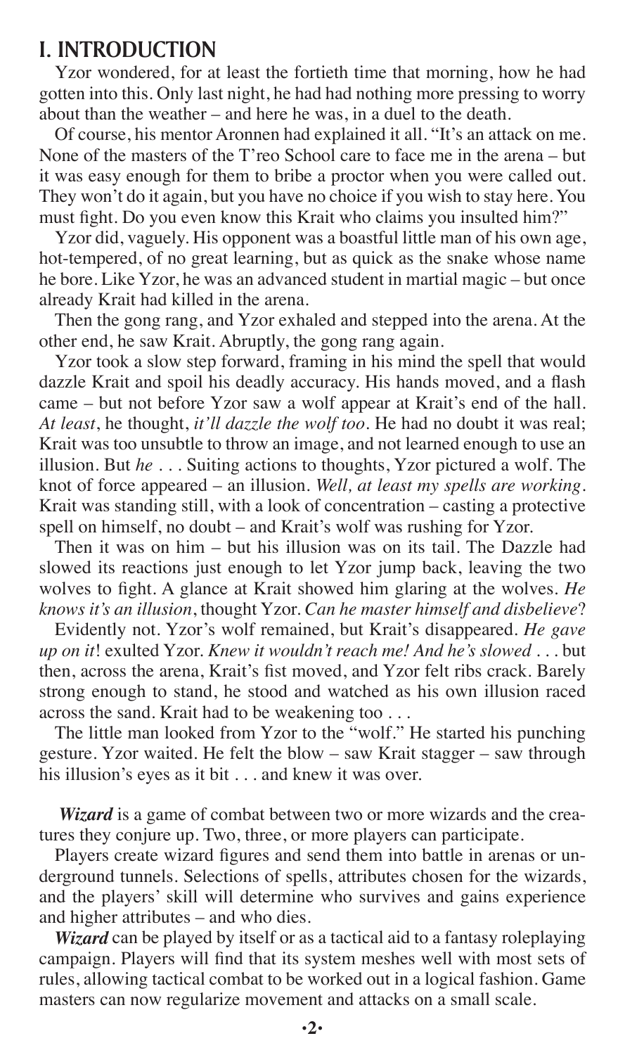## I. INTRODUCTION

Yzor wondered, for at least the fortieth time that morning, how he had gotten into this. Only last night, he had had nothing more pressing to worry about than the weather – and here he was, in a duel to the death.

Of course, his mentor Aronnen had explained it all. "It's an attack on me. None of the masters of the T'reo School care to face me in the arena – but it was easy enough for them to bribe a proctor when you were called out. They won't do it again, but you have no choice if you wish to stay here. You must fight. Do you even know this Krait who claims you insulted him?"

Yzor did, vaguely. His opponent was a boastful little man of his own age, hot-tempered, of no great learning, but as quick as the snake whose name he bore. Like Yzor, he was an advanced student in martial magic – but once already Krait had killed in the arena.

Then the gong rang, and Yzor exhaled and stepped into the arena. At the other end, he saw Krait. Abruptly, the gong rang again.

Yzor took a slow step forward, framing in his mind the spell that would dazzle Krait and spoil his deadly accuracy. His hands moved, and a flash came – but not before Yzor saw a wolf appear at Krait's end of the hall. *At least*, he thought, *it'll dazzle the wolf too*. He had no doubt it was real; Krait was too unsubtle to throw an image, and not learned enough to use an illusion. But *he* . . . Suiting actions to thoughts, Yzor pictured a wolf. The knot of force appeared – an illusion. *Well, at least my spells are working*. Krait was standing still, with a look of concentration – casting a protective spell on himself, no doubt – and Krait's wolf was rushing for Yzor.

Then it was on him – but his illusion was on its tail. The Dazzle had slowed its reactions just enough to let Yzor jump back, leaving the two wolves to fight. A glance at Krait showed him glaring at the wolves. *He knows it's an illusion*, thought Yzor. *Can he master himself and disbelieve*?

Evidently not. Yzor's wolf remained, but Krait's disappeared. *He gave up on it*! exulted Yzor. *Knew it wouldn't reach me! And he's slowed* . . . but then, across the arena, Krait's fist moved, and Yzor felt ribs crack. Barely strong enough to stand, he stood and watched as his own illusion raced across the sand. Krait had to be weakening too . . .

The little man looked from Yzor to the "wolf." He started his punching gesture. Yzor waited. He felt the blow – saw Krait stagger – saw through his illusion's eyes as it bit . . . and knew it was over.

***Wizard*** is a game of combat between two or more wizards and the creatures they conjure up. Two, three, or more players can participate.

Players create wizard figures and send them into battle in arenas or underground tunnels. Selections of spells, attributes chosen for the wizards, and the players' skill will determine who survives and gains experience and higher attributes – and who dies.

***Wizard*** can be played by itself or as a tactical aid to a fantasy roleplaying campaign. Players will find that its system meshes well with most sets of rules, allowing tactical combat to be worked out in a logical fashion. Game masters can now regularize movement and attacks on a small scale.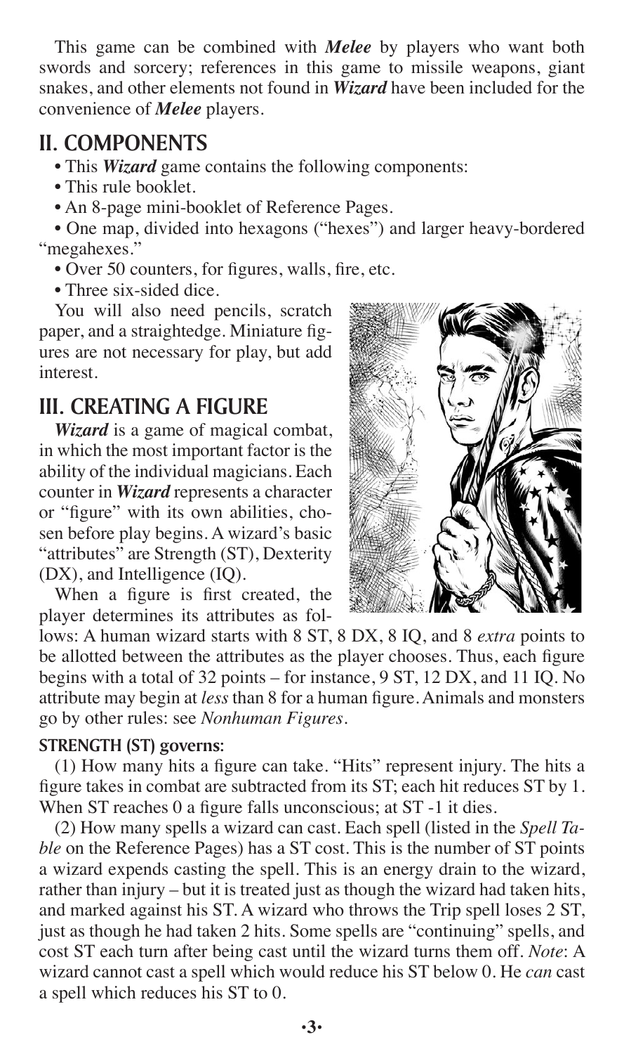This game can be combined with ***Melee*** by players who want both swords and sorcery; references in this game to missile weapons, giant snakes, and other elements not found in ***Wizard*** have been included for the convenience of ***Melee*** players.

## II. COMPONENTS

- This ***Wizard*** game contains the following components:
- This rule booklet.
- An 8-page mini-booklet of Reference Pages.
- One map, divided into hexagons ("hexes") and larger heavy-bordered "megahexes."
- Over 50 counters, for figures, walls, fire, etc.
- Three six-sided dice.

You will also need pencils, scratch paper, and a straightedge. Miniature figures are not necessary for play, but add interest.

## III. CREATING A FIGURE

***Wizard*** is a game of magical combat, in which the most important factor is the ability of the individual magicians. Each counter in ***Wizard*** represents a character or "figure" with its own abilities, chosen before play begins. A wizard's basic "attributes" are Strength (ST), Dexterity (DX), and Intelligence (IQ).

When a figure is first created, the player determines its attributes as follows: A human wizard starts with 8 ST, 8 DX, 8 IQ, and 8 *extra* points to be allotted between the attributes as the player chooses. Thus, each figure begins with a total of 32 points – for instance, 9 ST, 12 DX, and 11 IQ. No attribute may begin at *less* than 8 for a human figure. Animals and monsters go by other rules: see *Nonhuman Figures*.

### STRENGTH (ST) governs:

(1) How many hits a figure can take. "Hits" represent injury. The hits a figure takes in combat are subtracted from its ST; each hit reduces ST by 1. When ST reaches 0 a figure falls unconscious; at ST -1 it dies.

(2) How many spells a wizard can cast. Each spell (listed in the *Spell Table* on the Reference Pages) has a ST cost. This is the number of ST points a wizard expends casting the spell. This is an energy drain to the wizard, rather than injury – but it is treated just as though the wizard had taken hits, and marked against his ST. A wizard who throws the Trip spell loses 2 ST, just as though he had taken 2 hits. Some spells are "continuing" spells, and cost ST each turn after being cast until the wizard turns them off. *Note*: A wizard cannot cast a spell which would reduce his ST below 0. He *can* cast a spell which reduces his ST to 0.